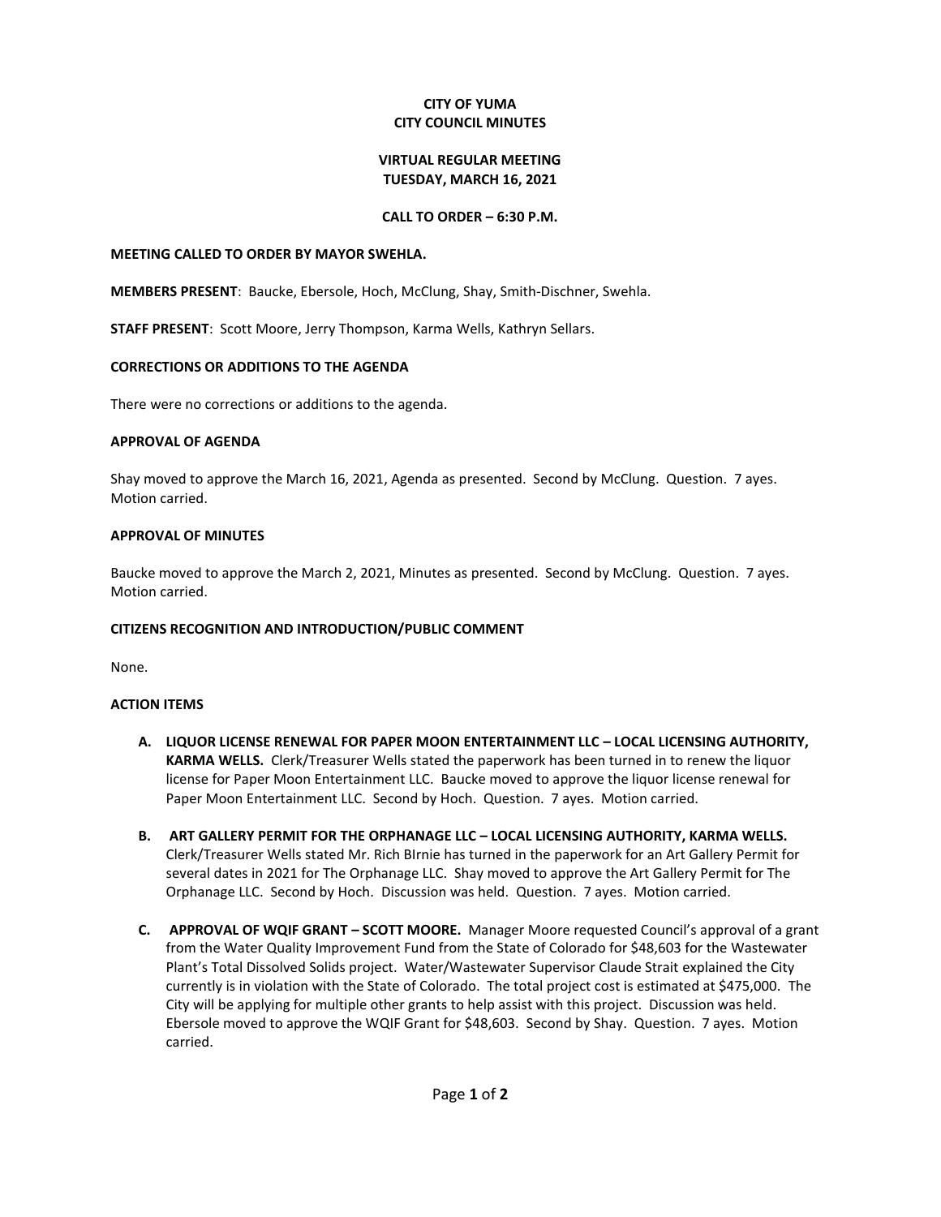**CITY OF YUMA**
**CITY COUNCIL MINUTES**

**VIRTUAL REGULAR MEETING**
**TUESDAY, MARCH 16, 2021**

**CALL TO ORDER – 6:30 P.M.**

**MEETING CALLED TO ORDER BY MAYOR SWEHLA.**

**MEMBERS PRESENT**: Baucke, Ebersole, Hoch, McClung, Shay, Smith-Dischner, Swehla.

**STAFF PRESENT**: Scott Moore, Jerry Thompson, Karma Wells, Kathryn Sellars.

**CORRECTIONS OR ADDITIONS TO THE AGENDA**

There were no corrections or additions to the agenda.

**APPROVAL OF AGENDA**

Shay moved to approve the March 16, 2021, Agenda as presented. Second by McClung. Question. 7 ayes. Motion carried.

**APPROVAL OF MINUTES**

Baucke moved to approve the March 2, 2021, Minutes as presented. Second by McClung. Question. 7 ayes. Motion carried.

**CITIZENS RECOGNITION AND INTRODUCTION/PUBLIC COMMENT**

None.

**ACTION ITEMS**

- **A. LIQUOR LICENSE RENEWAL FOR PAPER MOON ENTERTAINMENT LLC – LOCAL LICENSING AUTHORITY, KARMA WELLS.** Clerk/Treasurer Wells stated the paperwork has been turned in to renew the liquor license for Paper Moon Entertainment LLC. Baucke moved to approve the liquor license renewal for Paper Moon Entertainment LLC. Second by Hoch. Question. 7 ayes. Motion carried.

- **B. ART GALLERY PERMIT FOR THE ORPHANAGE LLC – LOCAL LICENSING AUTHORITY, KARMA WELLS.** Clerk/Treasurer Wells stated Mr. Rich BIrnie has turned in the paperwork for an Art Gallery Permit for several dates in 2021 for The Orphanage LLC. Shay moved to approve the Art Gallery Permit for The Orphanage LLC. Second by Hoch. Discussion was held. Question. 7 ayes. Motion carried.

- **C. APPROVAL OF WQIF GRANT – SCOTT MOORE.** Manager Moore requested Council's approval of a grant from the Water Quality Improvement Fund from the State of Colorado for $48,603 for the Wastewater Plant's Total Dissolved Solids project. Water/Wastewater Supervisor Claude Strait explained the City currently is in violation with the State of Colorado. The total project cost is estimated at $475,000. The City will be applying for multiple other grants to help assist with this project. Discussion was held. Ebersole moved to approve the WQIF Grant for $48,603. Second by Shay. Question. 7 ayes. Motion carried.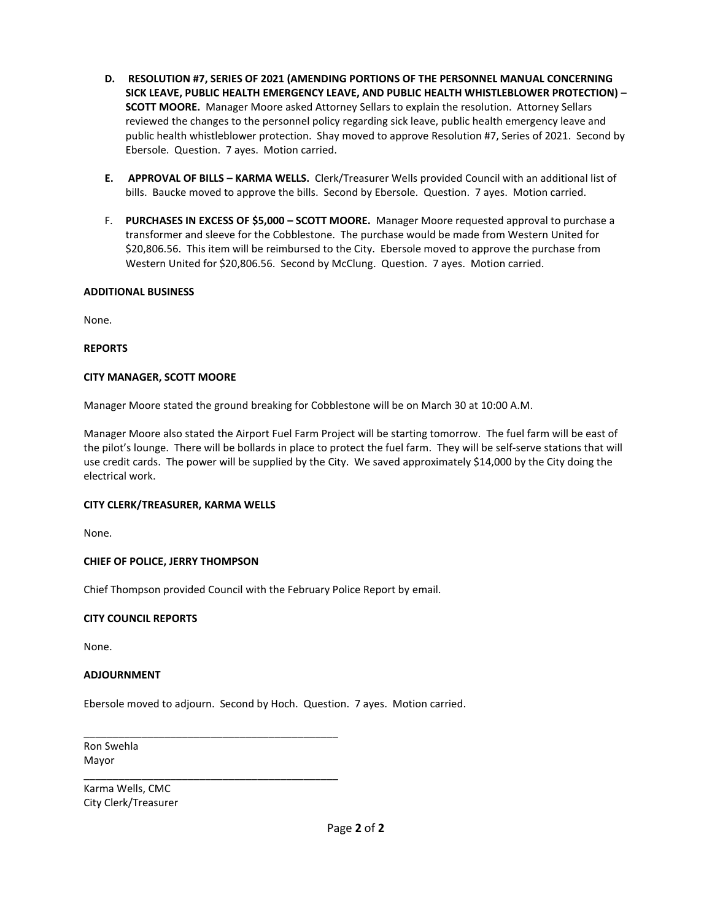D. **RESOLUTION #7, SERIES OF 2021 (AMENDING PORTIONS OF THE PERSONNEL MANUAL CONCERNING SICK LEAVE, PUBLIC HEALTH EMERGENCY LEAVE, AND PUBLIC HEALTH WHISTLEBLOWER PROTECTION) – SCOTT MOORE.** Manager Moore asked Attorney Sellars to explain the resolution. Attorney Sellars reviewed the changes to the personnel policy regarding sick leave, public health emergency leave and public health whistleblower protection. Shay moved to approve Resolution #7, Series of 2021. Second by Ebersole. Question. 7 ayes. Motion carried.

E. **APPROVAL OF BILLS – KARMA WELLS.** Clerk/Treasurer Wells provided Council with an additional list of bills. Baucke moved to approve the bills. Second by Ebersole. Question. 7 ayes. Motion carried.

F. **PURCHASES IN EXCESS OF $5,000 – SCOTT MOORE.** Manager Moore requested approval to purchase a transformer and sleeve for the Cobblestone. The purchase would be made from Western United for $20,806.56. This item will be reimbursed to the City. Ebersole moved to approve the purchase from Western United for $20,806.56. Second by McClung. Question. 7 ayes. Motion carried.

**ADDITIONAL BUSINESS**

None.

**REPORTS**

**CITY MANAGER, SCOTT MOORE**

Manager Moore stated the ground breaking for Cobblestone will be on March 30 at 10:00 A.M.

Manager Moore also stated the Airport Fuel Farm Project will be starting tomorrow. The fuel farm will be east of the pilot's lounge. There will be bollards in place to protect the fuel farm. They will be self-serve stations that will use credit cards. The power will be supplied by the City. We saved approximately $14,000 by the City doing the electrical work.

**CITY CLERK/TREASURER, KARMA WELLS**

None.

**CHIEF OF POLICE, JERRY THOMPSON**

Chief Thompson provided Council with the February Police Report by email.

**CITY COUNCIL REPORTS**

None.

**ADJOURNMENT**

Ebersole moved to adjourn. Second by Hoch. Question. 7 ayes. Motion carried.

\_\_\_\_\_\_\_\_\_\_\_\_\_\_\_\_\_\_\_\_\_\_\_\_\_\_\_\_\_\_\_\_\_\_\_\_\_\_\_\_\_\_\_\_

Ron Swehla
Mayor

\_\_\_\_\_\_\_\_\_\_\_\_\_\_\_\_\_\_\_\_\_\_\_\_\_\_\_\_\_\_\_\_\_\_\_\_\_\_\_\_\_\_\_\_

Karma Wells, CMC
City Clerk/Treasurer